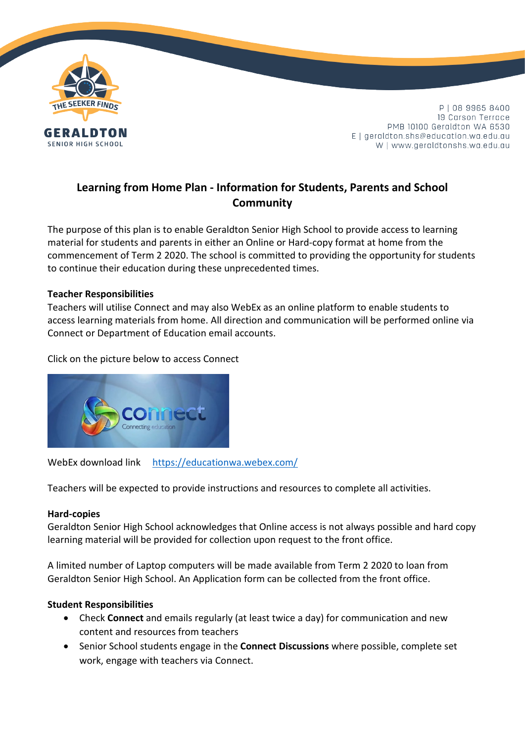THE SEEKER FINDS

GERALDTON
SENIOR HIGH SCHOOL

P | 08 9965 8400
19 Carson Terrace
PMB 10100 Geraldton WA 6530
E | geraldton.shs@education.wa.edu.au
W | www.geraldtonshs.wa.edu.au

# Learning from Home Plan - Information for Students, Parents and School Community

The purpose of this plan is to enable Geraldton Senior High School to provide access to learning material for students and parents in either an Online or Hard-copy format at home from the commencement of Term 2 2020. The school is committed to providing the opportunity for students to continue their education during these unprecedented times.

**Teacher Responsibilities**

Teachers will utilise Connect and may also WebEx as an online platform to enable students to access learning materials from home. All direction and communication will be performed online via Connect or Department of Education email accounts.

Click on the picture below to access Connect

connect
Connecting education

WebEx download link   [https://educationwa.webex.com/](https://educationwa.webex.com/)

Teachers will be expected to provide instructions and resources to complete all activities.

**Hard-copies**

Geraldton Senior High School acknowledges that Online access is not always possible and hard copy learning material will be provided for collection upon request to the front office.

A limited number of Laptop computers will be made available from Term 2 2020 to loan from Geraldton Senior High School. An Application form can be collected from the front office.

**Student Responsibilities**

- Check **Connect** and emails regularly (at least twice a day) for communication and new content and resources from teachers
- Senior School students engage in the **Connect Discussions** where possible, complete set work, engage with teachers via Connect.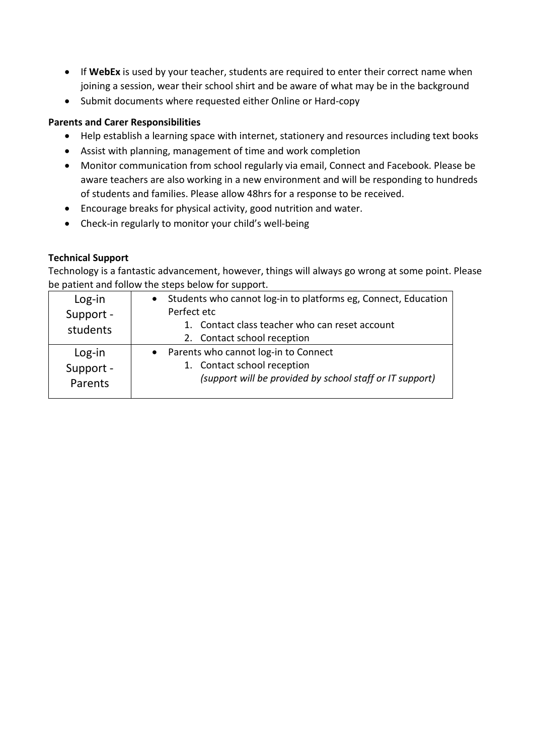- If **WebEx** is used by your teacher, students are required to enter their correct name when joining a session, wear their school shirt and be aware of what may be in the background
- Submit documents where requested either Online or Hard-copy

**Parents and Carer Responsibilities**

- Help establish a learning space with internet, stationery and resources including text books
- Assist with planning, management of time and work completion
- Monitor communication from school regularly via email, Connect and Facebook. Please be aware teachers are also working in a new environment and will be responding to hundreds of students and families. Please allow 48hrs for a response to be received.
- Encourage breaks for physical activity, good nutrition and water.
- Check-in regularly to monitor your child's well-being

**Technical Support**

Technology is a fantastic advancement, however, things will always go wrong at some point. Please be patient and follow the steps below for support.

| | |
|---|---|
| Log-in Support - students | • Students who cannot log-in to platforms eg, Connect, Education Perfect etc<br>1. Contact class teacher who can reset account<br>2. Contact school reception |
| Log-in Support - Parents | • Parents who cannot log-in to Connect<br>1. Contact school reception<br>*(support will be provided by school staff or IT support)* |